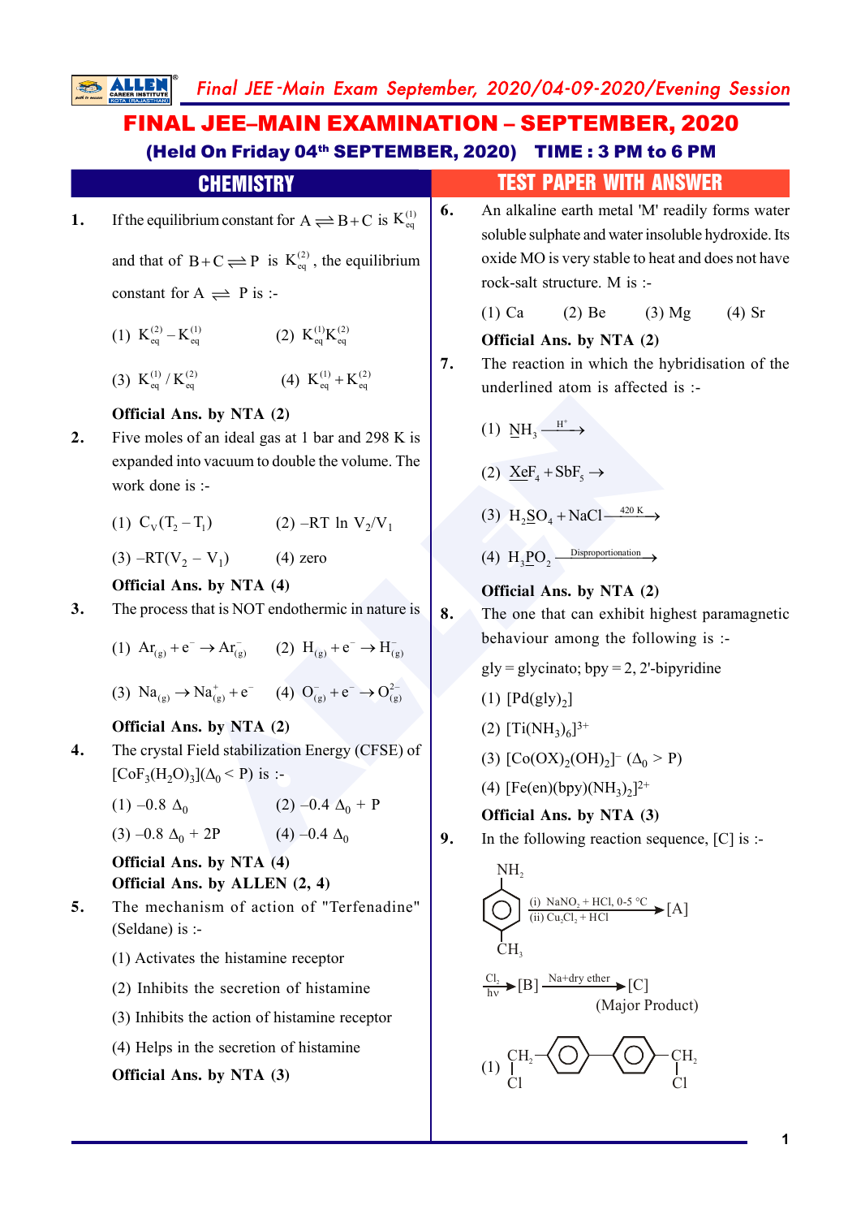# FINAL JEE–MAIN EXAMINATION – SEPTEMBER, 2020

**(Held On Friday 04th SEPTEMBER, 2020) TIME : 3 PM to 6 PM**

## CHEMISTRY — TEST PAPER WITH ANSWER

**1.** If the equilibrium constant for $A \rightleftharpoons B + C$ is $K_{eq}^{(1)}$ and that of $B + C \rightleftharpoons P$ is $K_{eq}^{(2)}$, the equilibrium constant for $A \rightleftharpoons P$ is :-

(1) $K_{eq}^{(2)} - K_{eq}^{(1)}$ (2) $K_{eq}^{(1)} K_{eq}^{(2)}$

(3) $K_{eq}^{(1)} / K_{eq}^{(2)}$ (4) $K_{eq}^{(1)} + K_{eq}^{(2)}$

**Official Ans. by NTA (2)**

**2.** Five moles of an ideal gas at 1 bar and 298 K is expanded into vacuum to double the volume. The work done is :-

(1) $C_V(T_2 - T_1)$ (2) $-RT \ln V_2/V_1$

(3) $-RT(V_2 - V_1)$ (4) zero

**Official Ans. by NTA (4)**

**3.** The process that is NOT endothermic in nature is

(1) $Ar_{(g)} + e^- \rightarrow Ar^-_{(g)}$ (2) $H_{(g)} + e^- \rightarrow H^-_{(g)}$

(3) $Na_{(g)} \rightarrow Na^+_{(g)} + e^-$ (4) $O^-_{(g)} + e^- \rightarrow O^{2-}_{(g)}$

**Official Ans. by NTA (2)**

**4.** The crystal Field stabilization Energy (CFSE) of $[CoF_3(H_2O)_3](\Delta_0 < P)$ is :-

(1) $-0.8\ \Delta_0$ (2) $-0.4\ \Delta_0 + P$

(3) $-0.8\ \Delta_0 + 2P$ (4) $-0.4\ \Delta_0$

**Official Ans. by NTA (4)**
**Official Ans. by ALLEN (2, 4)**

**5.** The mechanism of action of "Terfenadine" (Seldane) is :-

(1) Activates the histamine receptor

(2) Inhibits the secretion of histamine

(3) Inhibits the action of histamine receptor

(4) Helps in the secretion of histamine

**Official Ans. by NTA (3)**

**6.** An alkaline earth metal 'M' readily forms water soluble sulphate and water insoluble hydroxide. Its oxide MO is very stable to heat and does not have rock-salt structure. M is :-

(1) Ca (2) Be (3) Mg (4) Sr

**Official Ans. by NTA (2)**

**7.** The reaction in which the hybridisation of the underlined atom is affected is :-

(1) $\underline{N}H_3 \xrightarrow{H^+}$

(2) $\underline{Xe}F_4 + SbF_5 \rightarrow$

(3) $H_2\underline{S}O_4 + NaCl \xrightarrow{420\ K}$

(4) $H_3\underline{P}O_2 \xrightarrow{\text{Disproportionation}}$

**Official Ans. by NTA (2)**

**8.** The one that can exhibit highest paramagnetic behaviour among the following is :-

gly = glycinato; bpy = 2, 2'-bipyridine

(1) $[Pd(gly)_2]$

(2) $[Ti(NH_3)_6]^{3+}$

(3) $[Co(OX)_2(OH)_2]^-$ $(\Delta_0 > P)$

(4) $[Fe(en)(bpy)(NH_3)_2]^{2+}$

**Official Ans. by NTA (3)**

**9.** In the following reaction sequence, [C] is :-

p-Toluidine ($NH_2$ and $CH_3$ para on benzene ring) $\xrightarrow[\text{(ii) } Cu_2Cl_2 + HCl]{\text{(i) } NaNO_2 + HCl,\ 0\text{-}5\ °C}$ [A] $\xrightarrow[h\nu]{Cl_2}$ [B] $\xrightarrow{\text{Na+dry ether}}$ [C] (Major Product)

(1) $ClCH_2-C_6H_4-C_6H_4-CH_2Cl$ (biphenyl with $CH_2Cl$ groups at both para ends)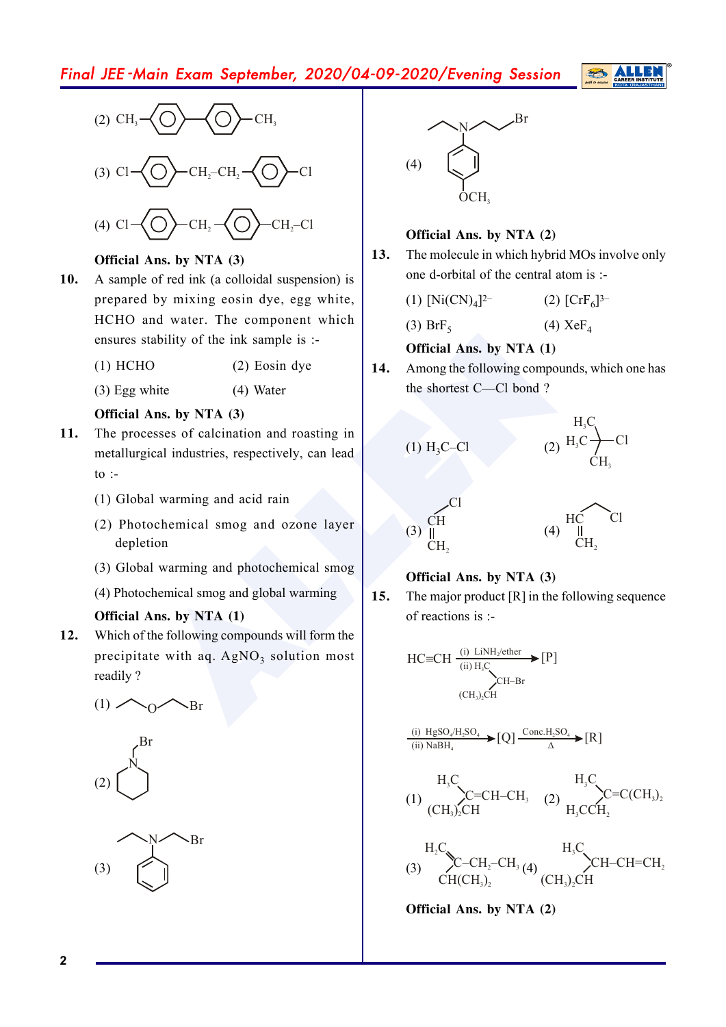(2) $CH_3$–⟨benzene⟩–⟨benzene⟩–$CH_3$

(3) Cl–⟨benzene⟩–$CH_2$–$CH_2$–⟨benzene⟩–Cl

(4) Cl–⟨benzene⟩–$CH_2$–⟨benzene⟩–$CH_2$–Cl

**Official Ans. by NTA (3)**

**10.** A sample of red ink (a colloidal suspension) is prepared by mixing eosin dye, egg white, HCHO and water. The component which ensures stability of the ink sample is :-

(1) HCHO (2) Eosin dye

(3) Egg white (4) Water

**Official Ans. by NTA (3)**

**11.** The processes of calcination and roasting in metallurgical industries, respectively, can lead to :-

(1) Global warming and acid rain

(2) Photochemical smog and ozone layer depletion

(3) Global warming and photochemical smog

(4) Photochemical smog and global warming

**Official Ans. by NTA (1)**

**12.** Which of the following compounds will form the precipitate with aq. $AgNO_3$ solution most readily ?

(1) $CH_3CH_2$–O–$CH_2CH_2$–Br

(2) Piperidine with N–$CH_2$–Br

(3) $CH_3CH_2$–N($C_6H_5$)–$CH_2CH_2$–Br

(4) $CH_3CH_2$–N($C_6H_4$–$OCH_3$)–$CH_2CH_2$–Br

**Official Ans. by NTA (2)**

**13.** The molecule in which hybrid MOs involve only one d-orbital of the central atom is :-

(1) $[Ni(CN)_4]^{2-}$ (2) $[CrF_6]^{3-}$

(3) $BrF_5$ (4) $XeF_4$

**Official Ans. by NTA (1)**

**14.** Among the following compounds, which one has the shortest C—Cl bond ?

(1) $H_3C$–Cl

(2) $(H_3C)_3C$–Cl

(3) $CH_2$=CH–Cl

(4) $CH_2$=CH–$CH_2$–Cl

**Official Ans. by NTA (3)**

**15.** The major product [R] in the following sequence of reactions is :-

$$HC\equiv CH \xrightarrow[\text{(ii) } H_3C\text{–}CH(Br)\text{–}CH(CH_3)_2]{\text{(i) } LiNH_2/\text{ether}} [P] \xrightarrow[\text{(ii) } NaBH_4]{\text{(i) } HgSO_4/H_2SO_4} [Q] \xrightarrow[\Delta]{\text{Conc.}H_2SO_4} [R]$$

(1) $(H_3C)((CH_3)_2CH)C$=CH–$CH_3$

(2) $(H_3C)(H_3CCH_2)C$=C$(CH_3)_2$

(3) $(H_3C)(CH(CH_3)_2)C$–$CH_2$–$CH_3$

(4) $(H_3C)((CH_3)_2CH)CH$–CH=$CH_2$

**Official Ans. by NTA (2)**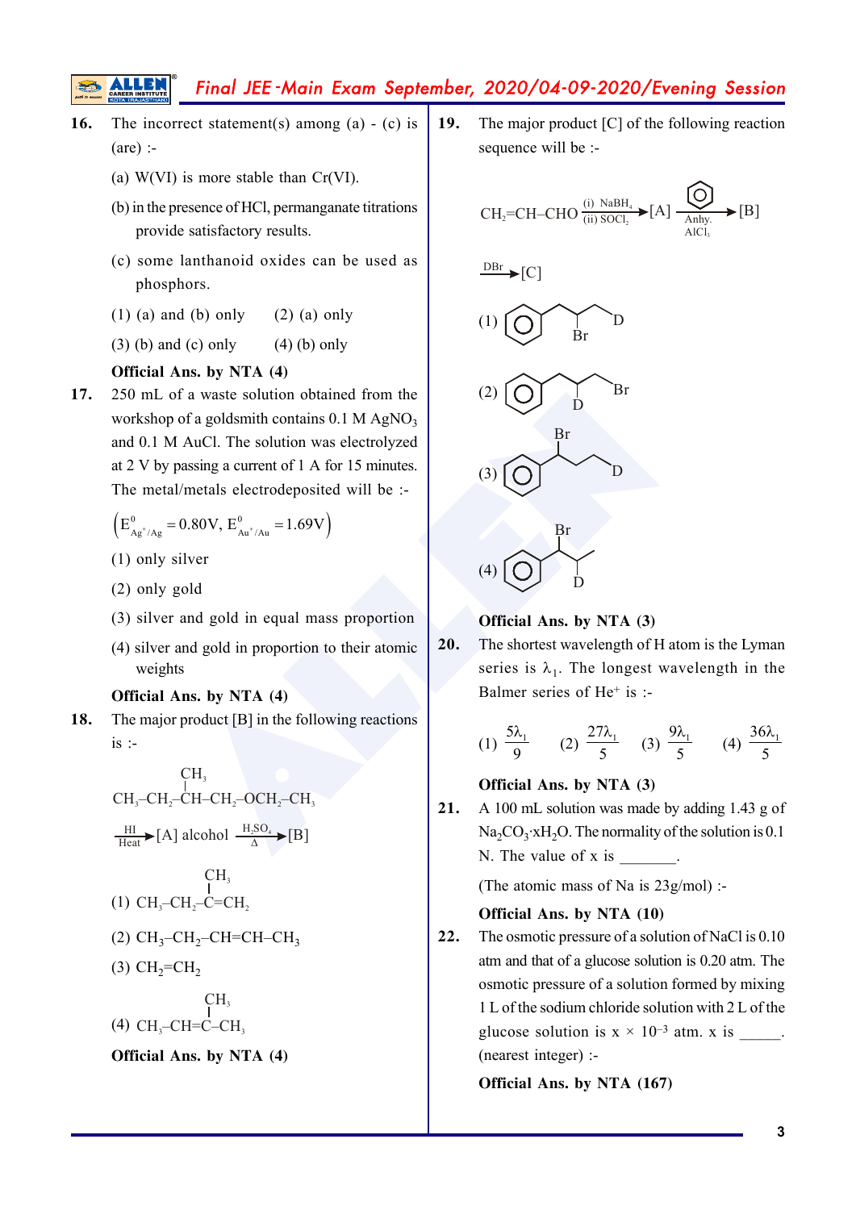**16.** The incorrect statement(s) among (a) - (c) is (are) :-

(a) W(VI) is more stable than Cr(VI).

(b) in the presence of HCl, permanganate titrations provide satisfactory results.

(c) some lanthanoid oxides can be used as phosphors.

(1) (a) and (b) only  (2) (a) only

(3) (b) and (c) only  (4) (b) only

**Official Ans. by NTA (4)**

**17.** 250 mL of a waste solution obtained from the workshop of a goldsmith contains 0.1 M $AgNO_3$ and 0.1 M AuCl. The solution was electrolyzed at 2 V by passing a current of 1 A for 15 minutes. The metal/metals electrodeposited will be :-

$$\left(E^0_{Ag^+/Ag} = 0.80V,\ E^0_{Au^+/Au} = 1.69V\right)$$

(1) only silver

(2) only gold

(3) silver and gold in equal mass proportion

(4) silver and gold in proportion to their atomic weights

**Official Ans. by NTA (4)**

**18.** The major product [B] in the following reactions is :-

$$CH_3-CH_2-\underset{}{\overset{CH_3}{\overset{|}{C}H}}-CH_2-OCH_2-CH_3 \xrightarrow[\text{Heat}]{HI} [A]\text{ alcohol} \xrightarrow[\Delta]{H_2SO_4} [B]$$

(1) $CH_3-CH_2-\overset{CH_3}{\overset{|}{C}}=CH_2$

(2) $CH_3-CH_2-CH=CH-CH_3$

(3) $CH_2=CH_2$

(4) $CH_3-CH=\overset{CH_3}{\overset{|}{C}}-CH_3$

**Official Ans. by NTA (4)**

**19.** The major product [C] of the following reaction sequence will be :-

$$CH_2=CH-CHO \xrightarrow[\text{(ii) } SOCl_2]{\text{(i) } NaBH_4} [A] \xrightarrow[\text{Anhy. } AlCl_3]{\text{Benzene}} [B] \xrightarrow{DBr} [C]$$

(1) Ph–CH₂–CH(Br)–CH₂D (benzene ring attached to chain; Br on middle carbon, D on terminal carbon)

(2) Ph–CH₂–CH(D)–CH₂Br

(3) Ph–CH(Br)–CH₂–CH₂D

(4) Ph–CH(Br)–CH(D)–CH₃

**Official Ans. by NTA (3)**

**20.** The shortest wavelength of H atom is the Lyman series is $\lambda_1$. The longest wavelength in the Balmer series of $He^+$ is :-

(1) $\frac{5\lambda_1}{9}$  (2) $\frac{27\lambda_1}{5}$  (3) $\frac{9\lambda_1}{5}$  (4) $\frac{36\lambda_1}{5}$

**Official Ans. by NTA (3)**

**21.** A 100 mL solution was made by adding 1.43 g of $Na_2CO_3 \cdot xH_2O$. The normality of the solution is 0.1 N. The value of x is _______.

(The atomic mass of Na is 23g/mol) :-

**Official Ans. by NTA (10)**

**22.** The osmotic pressure of a solution of NaCl is 0.10 atm and that of a glucose solution is 0.20 atm. The osmotic pressure of a solution formed by mixing 1 L of the sodium chloride solution with 2 L of the glucose solution is $x \times 10^{-3}$ atm. x is _____. (nearest integer) :-

**Official Ans. by NTA (167)**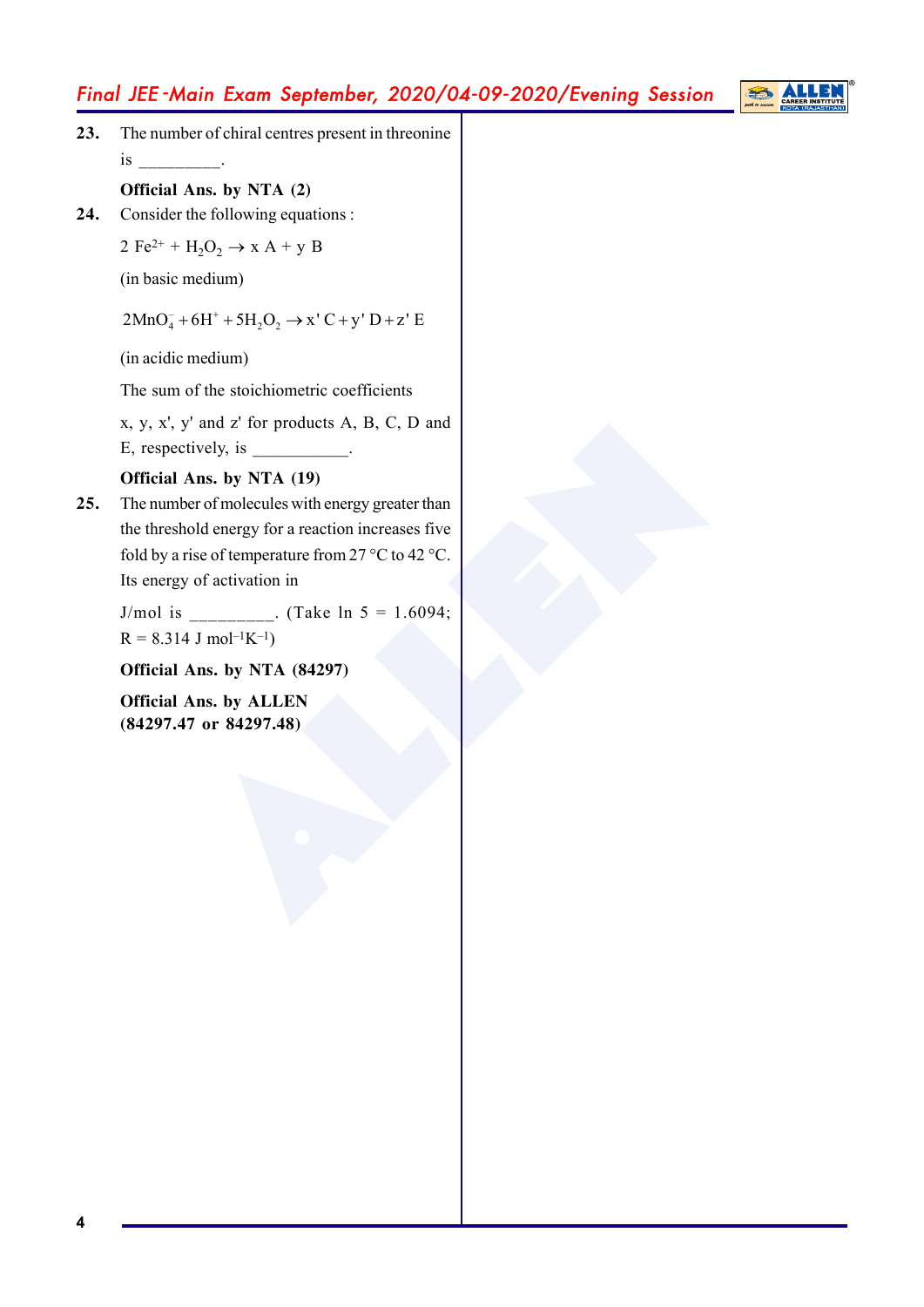**23.** The number of chiral centres present in threonine is \_\_\_\_\_\_\_\_\_\_.

**Official Ans. by NTA (2)**

**24.** Consider the following equations :

$2\ Fe^{2+} + H_2O_2 \rightarrow x\ A + y\ B$

(in basic medium)

$2MnO_4^- + 6H^+ + 5H_2O_2 \rightarrow x'\ C + y'\ D + z'\ E$

(in acidic medium)

The sum of the stoichiometric coefficients x, y, x', y' and z' for products A, B, C, D and E, respectively, is \_\_\_\_\_\_\_\_\_\_\_\_.

**Official Ans. by NTA (19)**

**25.** The number of molecules with energy greater than the threshold energy for a reaction increases five fold by a rise of temperature from 27 °C to 42 °C. Its energy of activation in

J/mol is \_\_\_\_\_\_\_\_\_\_. (Take ln 5 = 1.6094; R = 8.314 J $mol^{-1}K^{-1}$)

**Official Ans. by NTA (84297)**

**Official Ans. by ALLEN (84297.47 or 84297.48)**